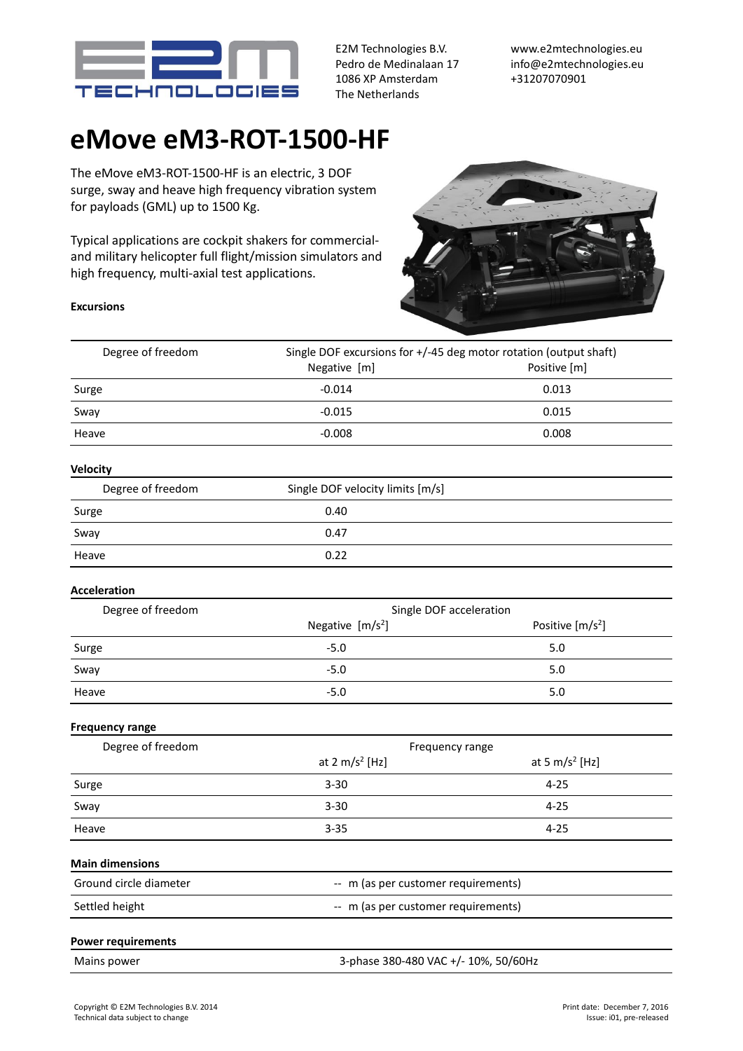E2M Technologies B.V.
Pedro de Medinalaan 17
1086 XP Amsterdam
The Netherlands

www.e2mtechnologies.eu
info@e2mtechnologies.eu
+31207070901

# eMove eM3-ROT-1500-HF

The eMove eM3-ROT-1500-HF is an electric, 3 DOF surge, sway and heave high frequency vibration system for payloads (GML) up to 1500 Kg.

Typical applications are cockpit shakers for commercial- and military helicopter full flight/mission simulators and high frequency, multi-axial test applications.

**Excursions**

| Degree of freedom | Single DOF excursions for +/-45 deg motor rotation (output shaft) | |
|---|---|---|
| | Negative [m] | Positive [m] |
| Surge | -0.014 | 0.013 |
| Sway | -0.015 | 0.015 |
| Heave | -0.008 | 0.008 |

**Velocity**

| Degree of freedom | Single DOF velocity limits [m/s] |
|---|---|
| Surge | 0.40 |
| Sway | 0.47 |
| Heave | 0.22 |

**Acceleration**

| Degree of freedom | Single DOF acceleration | |
|---|---|---|
| | Negative [m/s$^2$] | Positive [m/s$^2$] |
| Surge | -5.0 | 5.0 |
| Sway | -5.0 | 5.0 |
| Heave | -5.0 | 5.0 |

**Frequency range**

| Degree of freedom | Frequency range | |
|---|---|---|
| | at 2 m/s$^2$ [Hz] | at 5 m/s$^2$ [Hz] |
| Surge | 3-30 | 4-25 |
| Sway | 3-30 | 4-25 |
| Heave | 3-35 | 4-25 |

**Main dimensions**

| | |
|---|---|
| Ground circle diameter | -- m (as per customer requirements) |
| Settled height | -- m (as per customer requirements) |

**Power requirements**

| | |
|---|---|
| Mains power | 3-phase 380-480 VAC +/- 10%, 50/60Hz |

Copyright © E2M Technologies B.V. 2014
Technical data subject to change

Print date: December 7, 2016
Issue: i01, pre-released